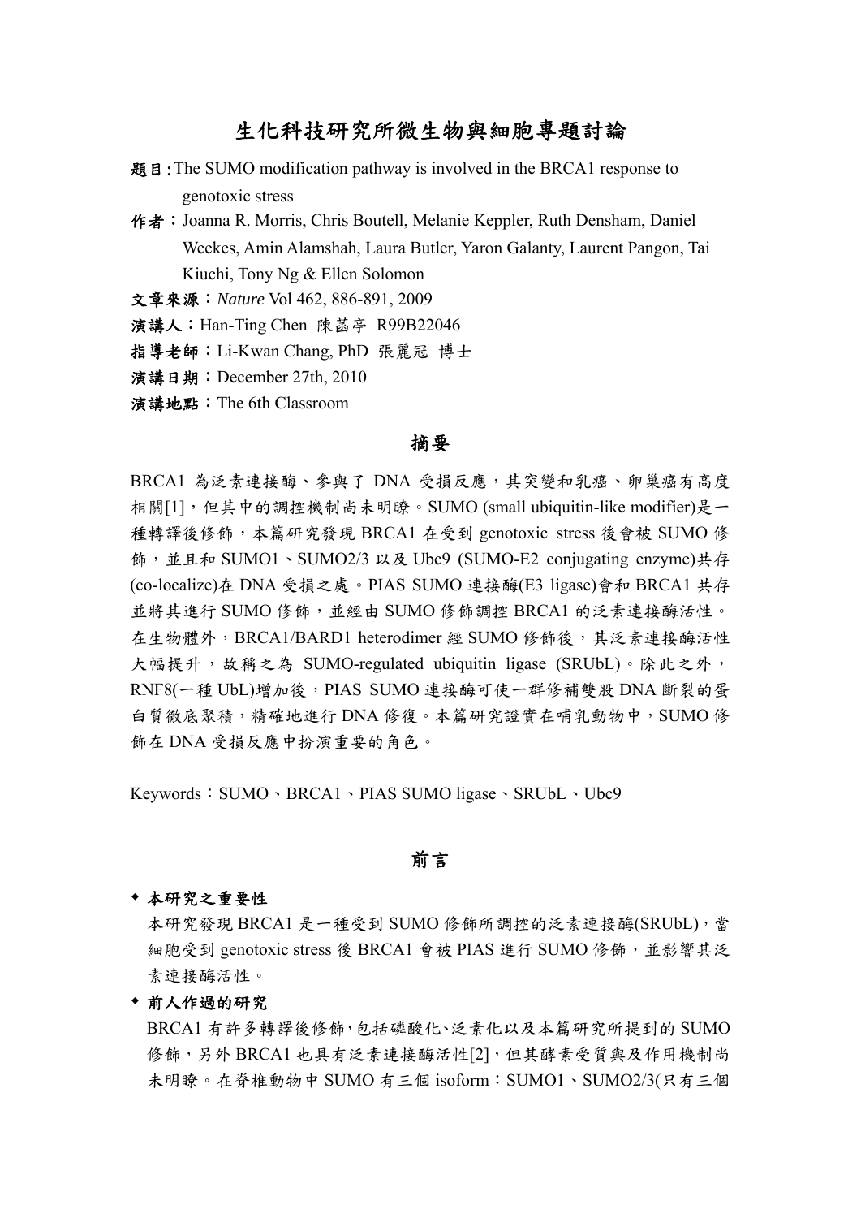# 生化科技研究所微生物與細胞專題討論

**題目:**The SUMO modification pathway is involved in the BRCA1 response to genotoxic stress

**作者：**Joanna R. Morris, Chris Boutell, Melanie Keppler, Ruth Densham, Daniel Weekes, Amin Alamshah, Laura Butler, Yaron Galanty, Laurent Pangon, Tai Kiuchi, Tony Ng & Ellen Solomon

**文章來源：***Nature* Vol 462, 886-891, 2009

**演講人：**Han-Ting Chen 陳菡亭 R99B22046

**指導老師：**Li-Kwan Chang, PhD 張麗冠 博士

**演講日期：**December 27th, 2010

**演講地點：**The 6th Classroom

## 摘要

BRCA1 為泛素連接酶、參與了 DNA 受損反應，其突變和乳癌、卵巢癌有高度相關[1]，但其中的調控機制尚未明瞭。SUMO (small ubiquitin-like modifier)是一種轉譯後修飾，本篇研究發現 BRCA1 在受到 genotoxic stress 後會被 SUMO 修飾，並且和 SUMO1、SUMO2/3 以及 Ubc9 (SUMO-E2 conjugating enzyme)共存(co-localize)在 DNA 受損之處。PIAS SUMO 連接酶(E3 ligase)會和 BRCA1 共存並將其進行 SUMO 修飾，並經由 SUMO 修飾調控 BRCA1 的泛素連接酶活性。在生物體外，BRCA1/BARD1 heterodimer 經 SUMO 修飾後，其泛素連接酶活性大幅提升，故稱之為 SUMO-regulated ubiquitin ligase (SRUbL)。除此之外，RNF8(一種 UbL)增加後，PIAS SUMO 連接酶可使一群修補雙股 DNA 斷裂的蛋白質徹底聚積，精確地進行 DNA 修復。本篇研究證實在哺乳動物中，SUMO 修飾在 DNA 受損反應中扮演重要的角色。

Keywords：SUMO、BRCA1、PIAS SUMO ligase、SRUbL、Ubc9

## 前言

- **本研究之重要性**

  本研究發現 BRCA1 是一種受到 SUMO 修飾所調控的泛素連接酶(SRUbL)，當細胞受到 genotoxic stress 後 BRCA1 會被 PIAS 進行 SUMO 修飾，並影響其泛素連接酶活性。

- **前人作過的研究**

  BRCA1 有許多轉譯後修飾，包括磷酸化、泛素化以及本篇研究所提到的 SUMO 修飾，另外 BRCA1 也具有泛素連接酶活性[2]，但其酵素受質與及作用機制尚未明瞭。在脊椎動物中 SUMO 有三個 isoform：SUMO1、SUMO2/3(只有三個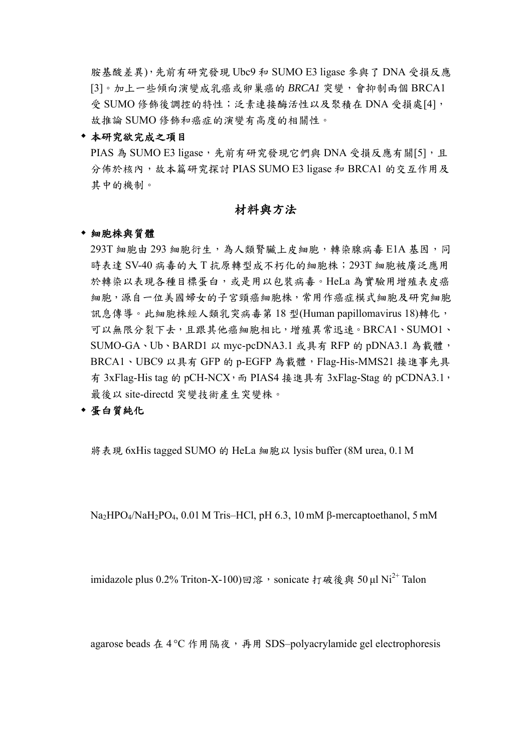胺基酸差異)，先前有研究發現 Ubc9 和 SUMO E3 ligase 參與了 DNA 受損反應[3]。加上一些傾向演變成乳癌或卵巢癌的 *BRCA1* 突變，會抑制兩個 BRCA1 受 SUMO 修飾後調控的特性；泛素連接酶活性以及聚積在 DNA 受損處[4]，故推論 SUMO 修飾和癌症的演變有高度的相關性。

- **本研究欲完成之項目**

  PIAS 為 SUMO E3 ligase，先前有研究發現它們與 DNA 受損反應有關[5]，且分佈於核內，故本篇研究探討 PIAS SUMO E3 ligase 和 BRCA1 的交互作用及其中的機制。

## 材料與方法

- **細胞株與質體**

  293T 細胞由 293 細胞衍生，為人類腎臟上皮細胞，轉染腺病毒 E1A 基因，同時表達 SV-40 病毒的大 T 抗原轉型成不朽化的細胞株；293T 細胞被廣泛應用於轉染以表現各種目標蛋白，或是用以包裝病毒。HeLa 為實驗用增殖表皮癌細胞，源自一位美國婦女的子宮頸癌細胞株，常用作癌症模式細胞及研究細胞訊息傳導。此細胞株經人類乳突病毒第 18 型(Human papillomavirus 18)轉化，可以無限分裂下去，且跟其他癌細胞相比，增殖異常迅速。BRCA1、SUMO1、SUMO-GA、Ub、BARD1 以 myc-pcDNA3.1 或具有 RFP 的 pDNA3.1 為載體，BRCA1、UBC9 以具有 GFP 的 p-EGFP 為載體，Flag-His-MMS21 接進事先具有 3xFlag-His tag 的 pCH-NCX，而 PIAS4 接進具有 3xFlag-Stag 的 pCDNA3.1，最後以 site-directd 突變技術產生突變株。

- **蛋白質純化**

  將表現 6xHis tagged SUMO 的 HeLa 細胞以 lysis buffer (8M urea, 0.1 M $Na_2HPO_4/NaH_2PO_4$, 0.01 M Tris–HCl, pH 6.3, 10 mM β-mercaptoethanol, 5 mM imidazole plus 0.2% Triton-X-100)回溶，sonicate 打破後與 50 µl $Ni^{2+}$ Talon agarose beads 在 4 °C 作用隔夜，再用 SDS–polyacrylamide gel electrophoresis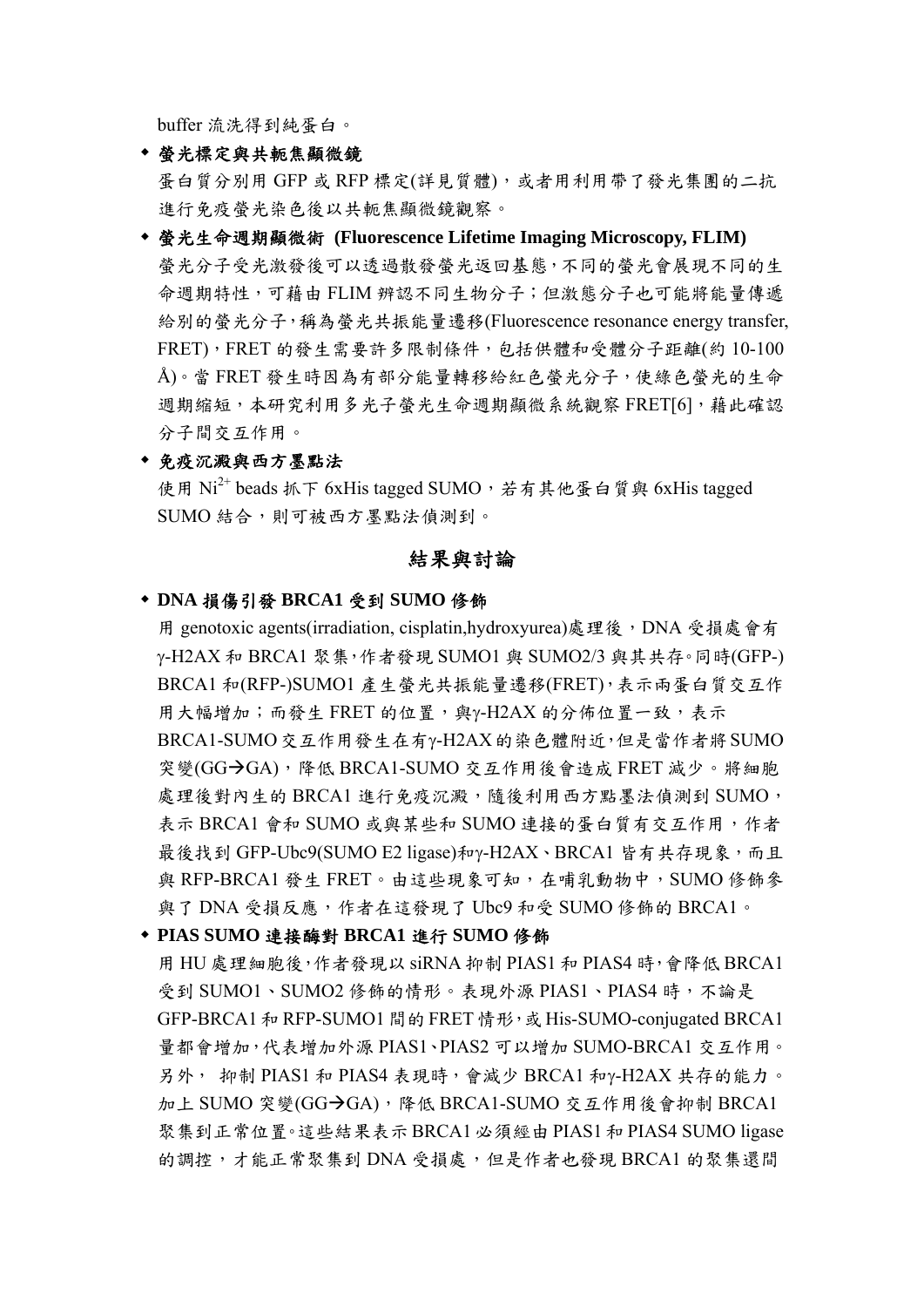buffer 流洗得到純蛋白。

- **螢光標定與共軛焦顯微鏡**

  蛋白質分別用 GFP 或 RFP 標定(詳見質體)，或者用利用帶了發光集團的二抗進行免疫螢光染色後以共軛焦顯微鏡觀察。

- **螢光生命週期顯微術 (Fluorescence Lifetime Imaging Microscopy, FLIM)**

  螢光分子受光激發後可以透過散發螢光返回基態，不同的螢光會展現不同的生命週期特性，可藉由 FLIM 辨認不同生物分子；但激態分子也可能將能量傳遞給別的螢光分子，稱為螢光共振能量遷移(Fluorescence resonance energy transfer, FRET)，FRET 的發生需要許多限制條件，包括供體和受體分子距離(約 10-100 Å)。當 FRET 發生時因為有部分能量轉移給紅色螢光分子，使綠色螢光的生命週期縮短，本研究利用多光子螢光生命週期顯微系統觀察 FRET[6]，藉此確認分子間交互作用。

- **免疫沉澱與西方墨點法**

  使用 $Ni^{2+}$ beads 抓下 6xHis tagged SUMO，若有其他蛋白質與 6xHis tagged SUMO 結合，則可被西方墨點法偵測到。

## 結果與討論

- **DNA 損傷引發 BRCA1 受到 SUMO 修飾**

  用 genotoxic agents(irradiation, cisplatin,hydroxyurea)處理後，DNA 受損處會有 γ-H2AX 和 BRCA1 聚集，作者發現 SUMO1 與 SUMO2/3 與其共存。同時(GFP-) BRCA1 和(RFP-)SUMO1 產生螢光共振能量遷移(FRET)，表示兩蛋白質交互作用大幅增加；而發生 FRET 的位置，與γ-H2AX 的分佈位置一致，表示 BRCA1-SUMO 交互作用發生在有γ-H2AX 的染色體附近，但是當作者將 SUMO 突變(GG→GA)，降低 BRCA1-SUMO 交互作用後會造成 FRET 減少。將細胞處理後對內生的 BRCA1 進行免疫沉澱，隨後利用西方點墨法偵測到 SUMO，表示 BRCA1 會和 SUMO 或與某些和 SUMO 連接的蛋白質有交互作用，作者最後找到 GFP-Ubc9(SUMO E2 ligase)和γ-H2AX、BRCA1 皆有共存現象，而且與 RFP-BRCA1 發生 FRET。由這些現象可知，在哺乳動物中，SUMO 修飾參與了 DNA 受損反應，作者在這發現了 Ubc9 和受 SUMO 修飾的 BRCA1。

- **PIAS SUMO 連接酶對 BRCA1 進行 SUMO 修飾**

  用 HU 處理細胞後，作者發現以 siRNA 抑制 PIAS1 和 PIAS4 時，會降低 BRCA1 受到 SUMO1、SUMO2 修飾的情形。表現外源 PIAS1、PIAS4 時，不論是 GFP-BRCA1 和 RFP-SUMO1 間的 FRET 情形，或 His-SUMO-conjugated BRCA1 量都會增加，代表增加外源 PIAS1、PIAS2 可以增加 SUMO-BRCA1 交互作用。另外， 抑制 PIAS1 和 PIAS4 表現時，會減少 BRCA1 和γ-H2AX 共存的能力。加上 SUMO 突變(GG→GA)，降低 BRCA1-SUMO 交互作用後會抑制 BRCA1 聚集到正常位置。這些結果表示 BRCA1 必須經由 PIAS1 和 PIAS4 SUMO ligase 的調控，才能正常聚集到 DNA 受損處，但是作者也發現 BRCA1 的聚集還間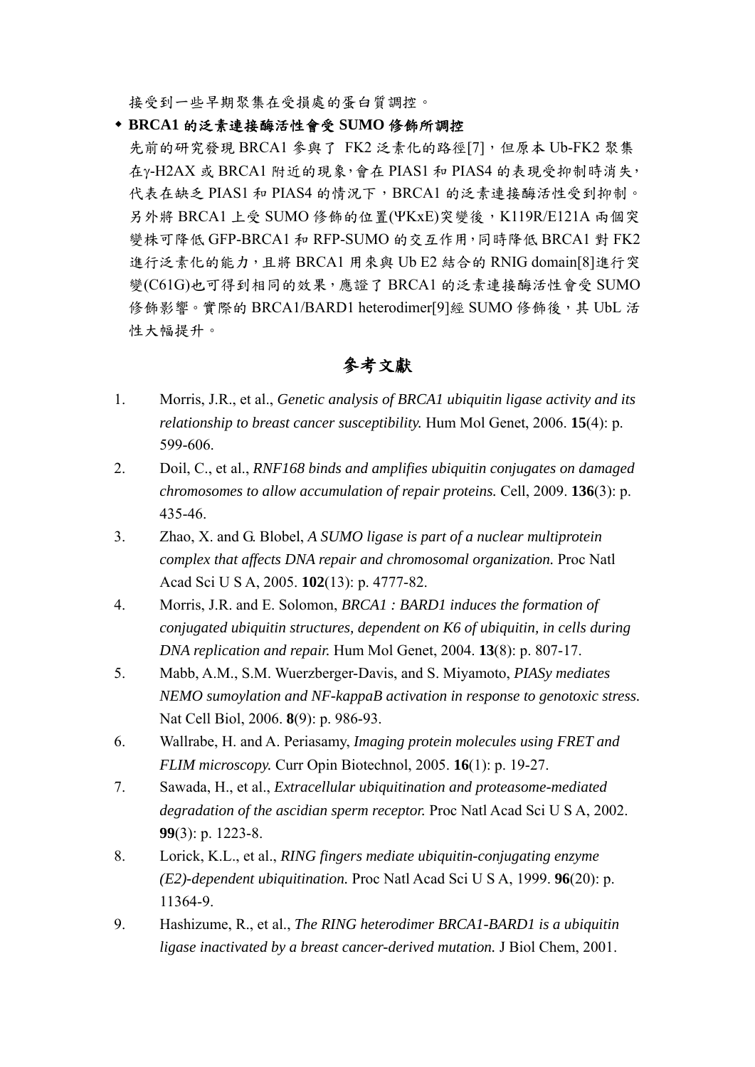接受到一些早期聚集在受損處的蛋白質調控。

- **BRCA1 的泛素連接酶活性會受 SUMO 修飾所調控**

先前的研究發現 BRCA1 參與了 FK2 泛素化的路徑[7]，但原本 Ub-FK2 聚集在γ-H2AX 或 BRCA1 附近的現象，會在 PIAS1 和 PIAS4 的表現受抑制時消失，代表在缺乏 PIAS1 和 PIAS4 的情況下，BRCA1 的泛素連接酶活性受到抑制。另外將 BRCA1 上受 SUMO 修飾的位置(ΨKxE)突變後，K119R/E121A 兩個突變株可降低 GFP-BRCA1 和 RFP-SUMO 的交互作用，同時降低 BRCA1 對 FK2 進行泛素化的能力，且將 BRCA1 用來與 Ub E2 結合的 RNIG domain[8]進行突變(C61G)也可得到相同的效果，應證了 BRCA1 的泛素連接酶活性會受 SUMO 修飾影響。實際的 BRCA1/BARD1 heterodimer[9]經 SUMO 修飾後，其 UbL 活性大幅提升。

## 參考文獻

1. Morris, J.R., et al., *Genetic analysis of BRCA1 ubiquitin ligase activity and its relationship to breast cancer susceptibility.* Hum Mol Genet, 2006. **15**(4): p. 599-606.
2. Doil, C., et al., *RNF168 binds and amplifies ubiquitin conjugates on damaged chromosomes to allow accumulation of repair proteins.* Cell, 2009. **136**(3): p. 435-46.
3. Zhao, X. and G. Blobel, *A SUMO ligase is part of a nuclear multiprotein complex that affects DNA repair and chromosomal organization.* Proc Natl Acad Sci U S A, 2005. **102**(13): p. 4777-82.
4. Morris, J.R. and E. Solomon, *BRCA1 : BARD1 induces the formation of conjugated ubiquitin structures, dependent on K6 of ubiquitin, in cells during DNA replication and repair.* Hum Mol Genet, 2004. **13**(8): p. 807-17.
5. Mabb, A.M., S.M. Wuerzberger-Davis, and S. Miyamoto, *PIASy mediates NEMO sumoylation and NF-kappaB activation in response to genotoxic stress.* Nat Cell Biol, 2006. **8**(9): p. 986-93.
6. Wallrabe, H. and A. Periasamy, *Imaging protein molecules using FRET and FLIM microscopy.* Curr Opin Biotechnol, 2005. **16**(1): p. 19-27.
7. Sawada, H., et al., *Extracellular ubiquitination and proteasome-mediated degradation of the ascidian sperm receptor.* Proc Natl Acad Sci U S A, 2002. **99**(3): p. 1223-8.
8. Lorick, K.L., et al., *RING fingers mediate ubiquitin-conjugating enzyme (E2)-dependent ubiquitination.* Proc Natl Acad Sci U S A, 1999. **96**(20): p. 11364-9.
9. Hashizume, R., et al., *The RING heterodimer BRCA1-BARD1 is a ubiquitin ligase inactivated by a breast cancer-derived mutation.* J Biol Chem, 2001.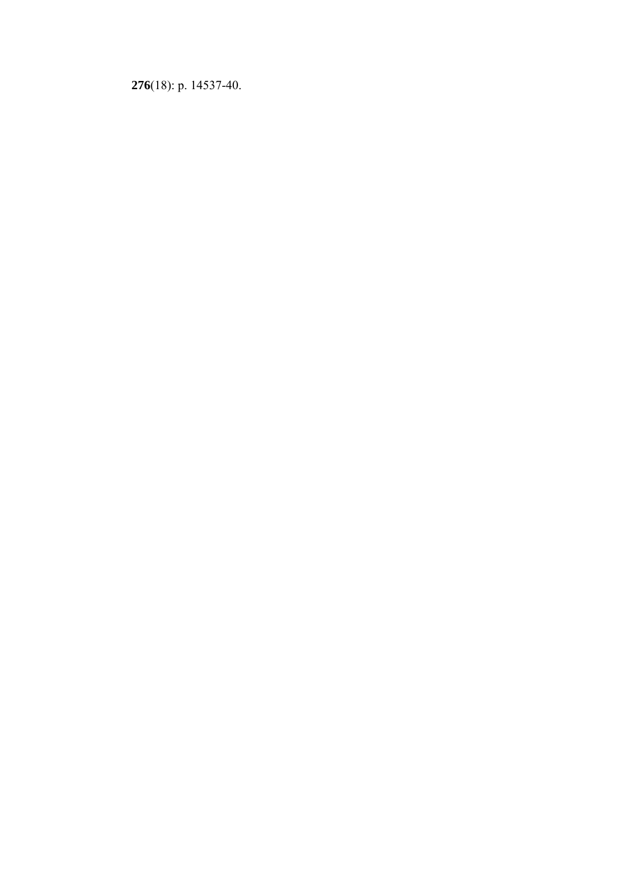**276**(18): p. 14537-40.